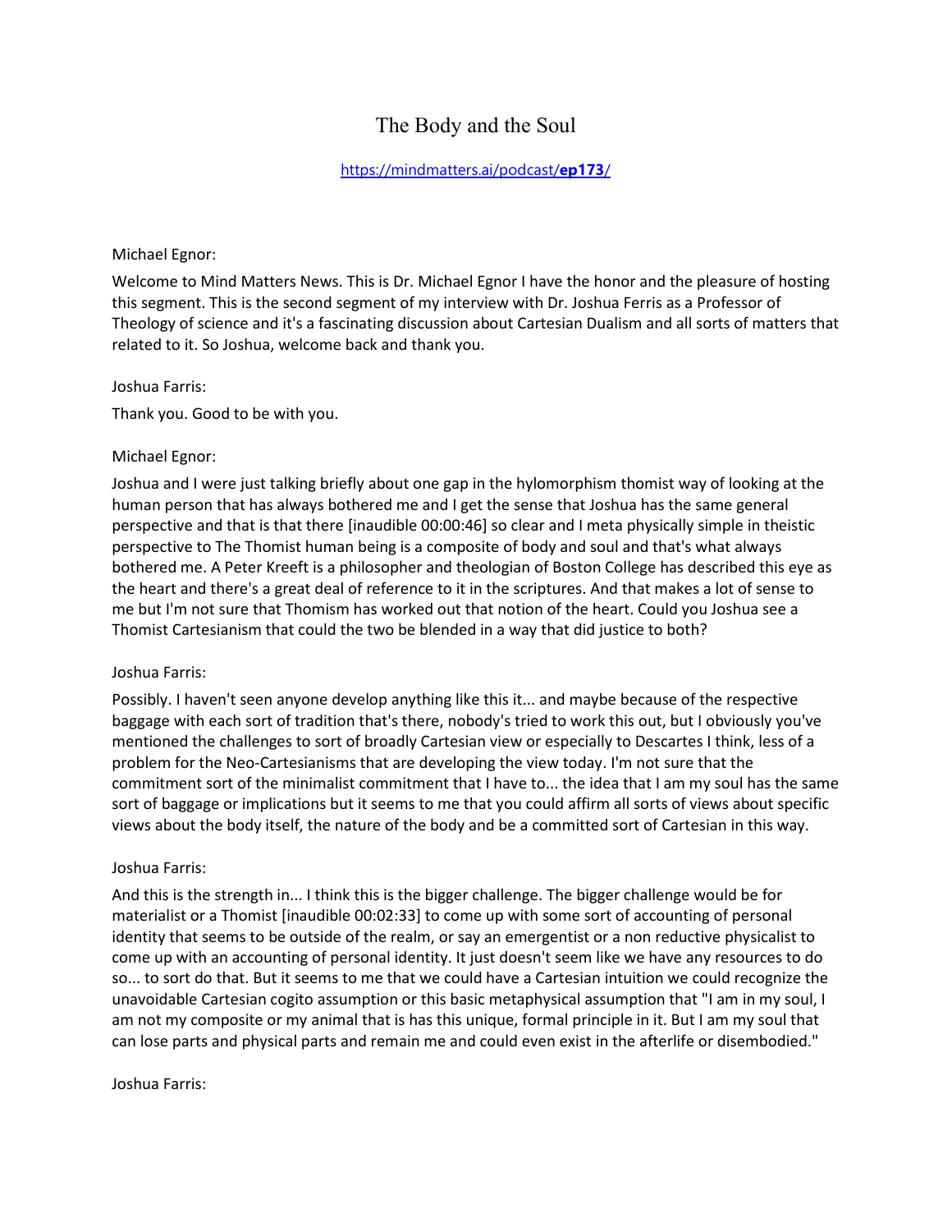# The Body and the Soul

[https://mindmatters.ai/podcast/**ep173**/](https://mindmatters.ai/podcast/ep173/)

Michael Egnor:

Welcome to Mind Matters News. This is Dr. Michael Egnor I have the honor and the pleasure of hosting this segment. This is the second segment of my interview with Dr. Joshua Ferris as a Professor of Theology of science and it's a fascinating discussion about Cartesian Dualism and all sorts of matters that related to it. So Joshua, welcome back and thank you.

Joshua Farris:

Thank you. Good to be with you.

Michael Egnor:

Joshua and I were just talking briefly about one gap in the hylomorphism thomist way of looking at the human person that has always bothered me and I get the sense that Joshua has the same general perspective and that is that there [inaudible 00:00:46] so clear and I meta physically simple in theistic perspective to The Thomist human being is a composite of body and soul and that's what always bothered me. A Peter Kreeft is a philosopher and theologian of Boston College has described this eye as the heart and there's a great deal of reference to it in the scriptures. And that makes a lot of sense to me but I'm not sure that Thomism has worked out that notion of the heart. Could you Joshua see a Thomist Cartesianism that could the two be blended in a way that did justice to both?

Joshua Farris:

Possibly. I haven't seen anyone develop anything like this it... and maybe because of the respective baggage with each sort of tradition that's there, nobody's tried to work this out, but I obviously you've mentioned the challenges to sort of broadly Cartesian view or especially to Descartes I think, less of a problem for the Neo-Cartesianisms that are developing the view today. I'm not sure that the commitment sort of the minimalist commitment that I have to... the idea that I am my soul has the same sort of baggage or implications but it seems to me that you could affirm all sorts of views about specific views about the body itself, the nature of the body and be a committed sort of Cartesian in this way.

Joshua Farris:

And this is the strength in... I think this is the bigger challenge. The bigger challenge would be for materialist or a Thomist [inaudible 00:02:33] to come up with some sort of accounting of personal identity that seems to be outside of the realm, or say an emergentist or a non reductive physicalist to come up with an accounting of personal identity. It just doesn't seem like we have any resources to do so... to sort do that. But it seems to me that we could have a Cartesian intuition we could recognize the unavoidable Cartesian cogito assumption or this basic metaphysical assumption that "I am in my soul, I am not my composite or my animal that is has this unique, formal principle in it. But I am my soul that can lose parts and physical parts and remain me and could even exist in the afterlife or disembodied."

Joshua Farris: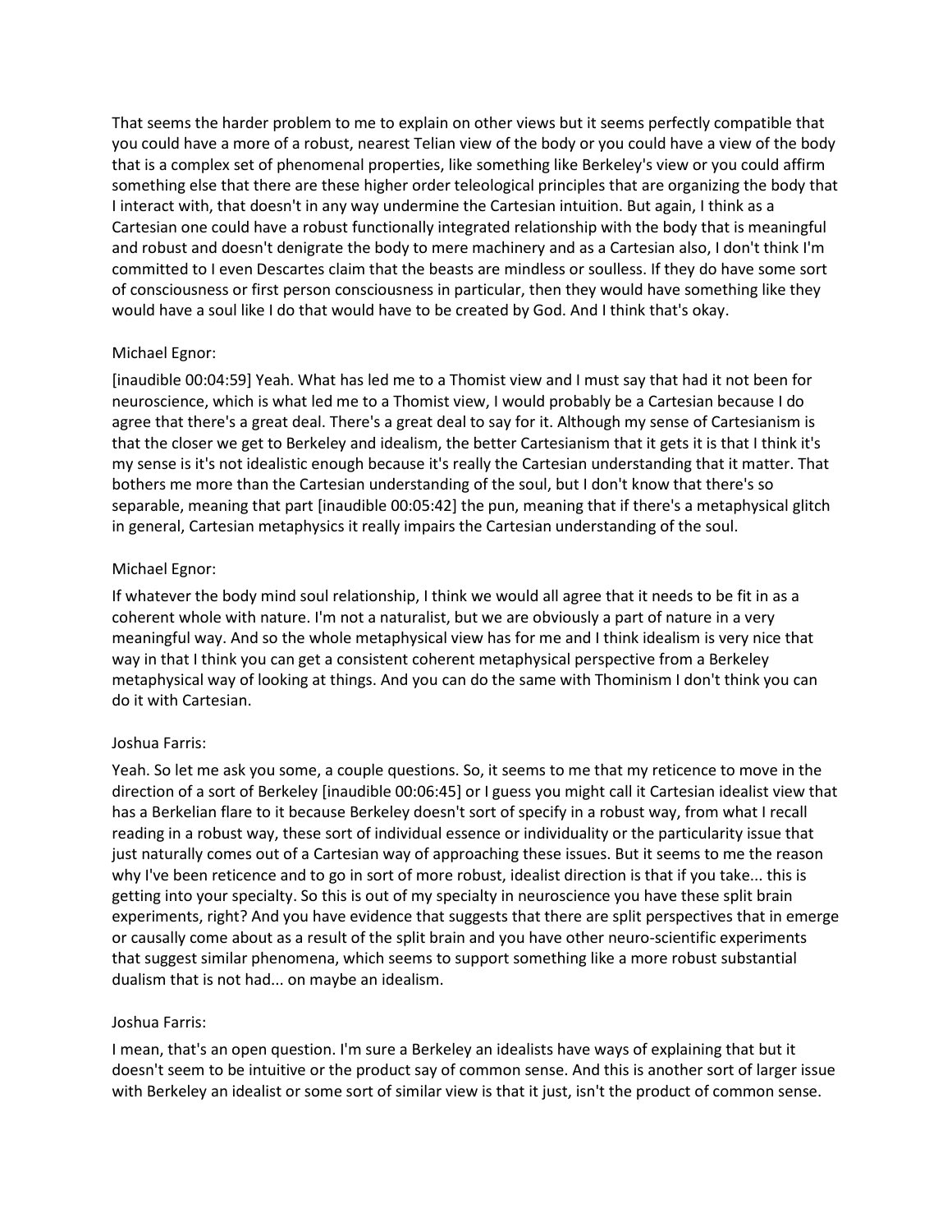That seems the harder problem to me to explain on other views but it seems perfectly compatible that you could have a more of a robust, nearest Telian view of the body or you could have a view of the body that is a complex set of phenomenal properties, like something like Berkeley's view or you could affirm something else that there are these higher order teleological principles that are organizing the body that I interact with, that doesn't in any way undermine the Cartesian intuition. But again, I think as a Cartesian one could have a robust functionally integrated relationship with the body that is meaningful and robust and doesn't denigrate the body to mere machinery and as a Cartesian also, I don't think I'm committed to I even Descartes claim that the beasts are mindless or soulless. If they do have some sort of consciousness or first person consciousness in particular, then they would have something like they would have a soul like I do that would have to be created by God. And I think that's okay.

Michael Egnor:

[inaudible 00:04:59] Yeah. What has led me to a Thomist view and I must say that had it not been for neuroscience, which is what led me to a Thomist view, I would probably be a Cartesian because I do agree that there's a great deal. There's a great deal to say for it. Although my sense of Cartesianism is that the closer we get to Berkeley and idealism, the better Cartesianism that it gets it is that I think it's my sense is it's not idealistic enough because it's really the Cartesian understanding that it matter. That bothers me more than the Cartesian understanding of the soul, but I don't know that there's so separable, meaning that part [inaudible 00:05:42] the pun, meaning that if there's a metaphysical glitch in general, Cartesian metaphysics it really impairs the Cartesian understanding of the soul.

Michael Egnor:

If whatever the body mind soul relationship, I think we would all agree that it needs to be fit in as a coherent whole with nature. I'm not a naturalist, but we are obviously a part of nature in a very meaningful way. And so the whole metaphysical view has for me and I think idealism is very nice that way in that I think you can get a consistent coherent metaphysical perspective from a Berkeley metaphysical way of looking at things. And you can do the same with Thominism I don't think you can do it with Cartesian.

Joshua Farris:

Yeah. So let me ask you some, a couple questions. So, it seems to me that my reticence to move in the direction of a sort of Berkeley [inaudible 00:06:45] or I guess you might call it Cartesian idealist view that has a Berkelian flare to it because Berkeley doesn't sort of specify in a robust way, from what I recall reading in a robust way, these sort of individual essence or individuality or the particularity issue that just naturally comes out of a Cartesian way of approaching these issues. But it seems to me the reason why I've been reticence and to go in sort of more robust, idealist direction is that if you take... this is getting into your specialty. So this is out of my specialty in neuroscience you have these split brain experiments, right? And you have evidence that suggests that there are split perspectives that in emerge or causally come about as a result of the split brain and you have other neuro-scientific experiments that suggest similar phenomena, which seems to support something like a more robust substantial dualism that is not had... on maybe an idealism.

Joshua Farris:

I mean, that's an open question. I'm sure a Berkeley an idealists have ways of explaining that but it doesn't seem to be intuitive or the product say of common sense. And this is another sort of larger issue with Berkeley an idealist or some sort of similar view is that it just, isn't the product of common sense.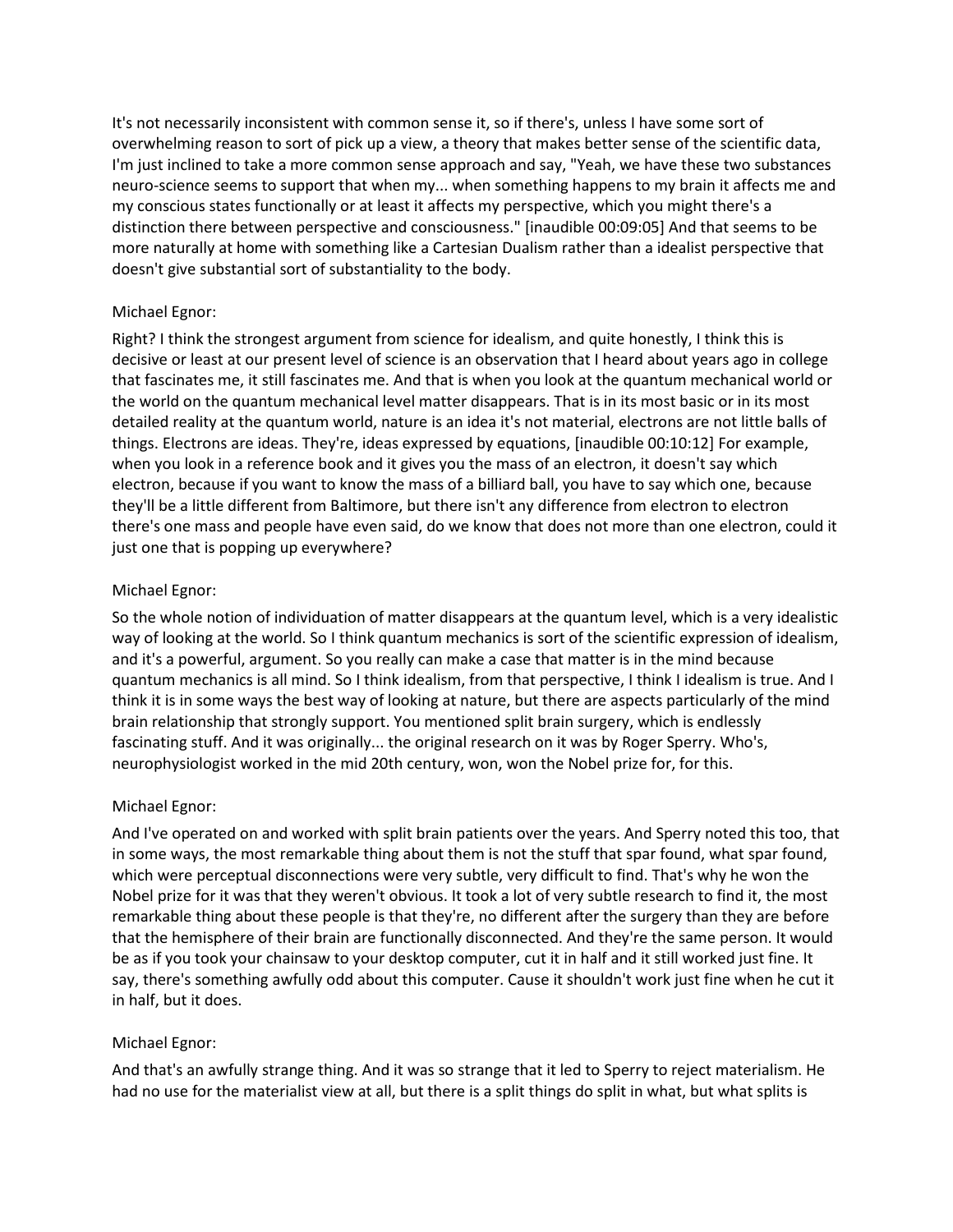It's not necessarily inconsistent with common sense it, so if there's, unless I have some sort of overwhelming reason to sort of pick up a view, a theory that makes better sense of the scientific data, I'm just inclined to take a more common sense approach and say, "Yeah, we have these two substances neuro-science seems to support that when my... when something happens to my brain it affects me and my conscious states functionally or at least it affects my perspective, which you might there's a distinction there between perspective and consciousness." [inaudible 00:09:05] And that seems to be more naturally at home with something like a Cartesian Dualism rather than a idealist perspective that doesn't give substantial sort of substantiality to the body.

Michael Egnor:

Right? I think the strongest argument from science for idealism, and quite honestly, I think this is decisive or least at our present level of science is an observation that I heard about years ago in college that fascinates me, it still fascinates me. And that is when you look at the quantum mechanical world or the world on the quantum mechanical level matter disappears. That is in its most basic or in its most detailed reality at the quantum world, nature is an idea it's not material, electrons are not little balls of things. Electrons are ideas. They're, ideas expressed by equations, [inaudible 00:10:12] For example, when you look in a reference book and it gives you the mass of an electron, it doesn't say which electron, because if you want to know the mass of a billiard ball, you have to say which one, because they'll be a little different from Baltimore, but there isn't any difference from electron to electron there's one mass and people have even said, do we know that does not more than one electron, could it just one that is popping up everywhere?

Michael Egnor:

So the whole notion of individuation of matter disappears at the quantum level, which is a very idealistic way of looking at the world. So I think quantum mechanics is sort of the scientific expression of idealism, and it's a powerful, argument. So you really can make a case that matter is in the mind because quantum mechanics is all mind. So I think idealism, from that perspective, I think I idealism is true. And I think it is in some ways the best way of looking at nature, but there are aspects particularly of the mind brain relationship that strongly support. You mentioned split brain surgery, which is endlessly fascinating stuff. And it was originally... the original research on it was by Roger Sperry. Who's, neurophysiologist worked in the mid 20th century, won, won the Nobel prize for, for this.

Michael Egnor:

And I've operated on and worked with split brain patients over the years. And Sperry noted this too, that in some ways, the most remarkable thing about them is not the stuff that spar found, what spar found, which were perceptual disconnections were very subtle, very difficult to find. That's why he won the Nobel prize for it was that they weren't obvious. It took a lot of very subtle research to find it, the most remarkable thing about these people is that they're, no different after the surgery than they are before that the hemisphere of their brain are functionally disconnected. And they're the same person. It would be as if you took your chainsaw to your desktop computer, cut it in half and it still worked just fine. It say, there's something awfully odd about this computer. Cause it shouldn't work just fine when he cut it in half, but it does.

Michael Egnor:

And that's an awfully strange thing. And it was so strange that it led to Sperry to reject materialism. He had no use for the materialist view at all, but there is a split things do split in what, but what splits is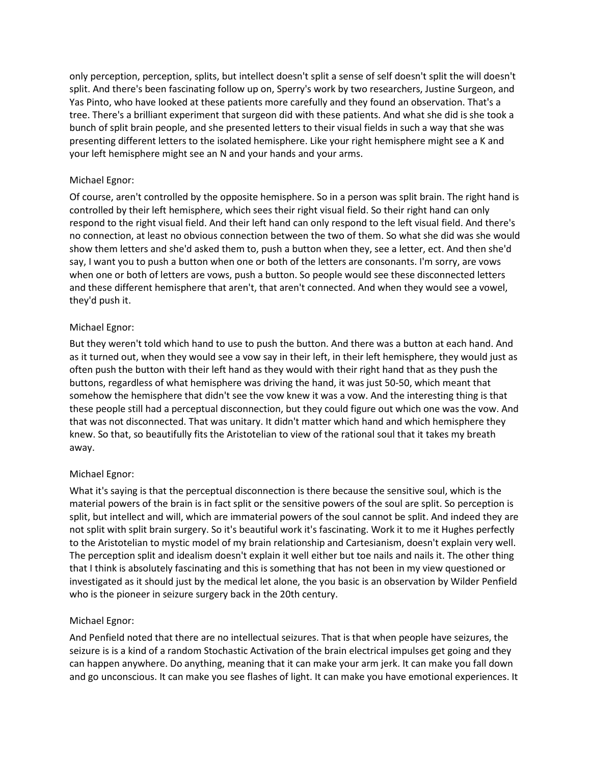only perception, perception, splits, but intellect doesn't split a sense of self doesn't split the will doesn't split. And there's been fascinating follow up on, Sperry's work by two researchers, Justine Surgeon, and Yas Pinto, who have looked at these patients more carefully and they found an observation. That's a tree. There's a brilliant experiment that surgeon did with these patients. And what she did is she took a bunch of split brain people, and she presented letters to their visual fields in such a way that she was presenting different letters to the isolated hemisphere. Like your right hemisphere might see a K and your left hemisphere might see an N and your hands and your arms.

Michael Egnor:

Of course, aren't controlled by the opposite hemisphere. So in a person was split brain. The right hand is controlled by their left hemisphere, which sees their right visual field. So their right hand can only respond to the right visual field. And their left hand can only respond to the left visual field. And there's no connection, at least no obvious connection between the two of them. So what she did was she would show them letters and she'd asked them to, push a button when they, see a letter, ect. And then she'd say, I want you to push a button when one or both of the letters are consonants. I'm sorry, are vows when one or both of letters are vows, push a button. So people would see these disconnected letters and these different hemisphere that aren't, that aren't connected. And when they would see a vowel, they'd push it.

Michael Egnor:

But they weren't told which hand to use to push the button. And there was a button at each hand. And as it turned out, when they would see a vow say in their left, in their left hemisphere, they would just as often push the button with their left hand as they would with their right hand that as they push the buttons, regardless of what hemisphere was driving the hand, it was just 50-50, which meant that somehow the hemisphere that didn't see the vow knew it was a vow. And the interesting thing is that these people still had a perceptual disconnection, but they could figure out which one was the vow. And that was not disconnected. That was unitary. It didn't matter which hand and which hemisphere they knew. So that, so beautifully fits the Aristotelian to view of the rational soul that it takes my breath away.

Michael Egnor:

What it's saying is that the perceptual disconnection is there because the sensitive soul, which is the material powers of the brain is in fact split or the sensitive powers of the soul are split. So perception is split, but intellect and will, which are immaterial powers of the soul cannot be split. And indeed they are not split with split brain surgery. So it's beautiful work it's fascinating. Work it to me it Hughes perfectly to the Aristotelian to mystic model of my brain relationship and Cartesianism, doesn't explain very well. The perception split and idealism doesn't explain it well either but toe nails and nails it. The other thing that I think is absolutely fascinating and this is something that has not been in my view questioned or investigated as it should just by the medical let alone, the you basic is an observation by Wilder Penfield who is the pioneer in seizure surgery back in the 20th century.

Michael Egnor:

And Penfield noted that there are no intellectual seizures. That is that when people have seizures, the seizure is is a kind of a random Stochastic Activation of the brain electrical impulses get going and they can happen anywhere. Do anything, meaning that it can make your arm jerk. It can make you fall down and go unconscious. It can make you see flashes of light. It can make you have emotional experiences. It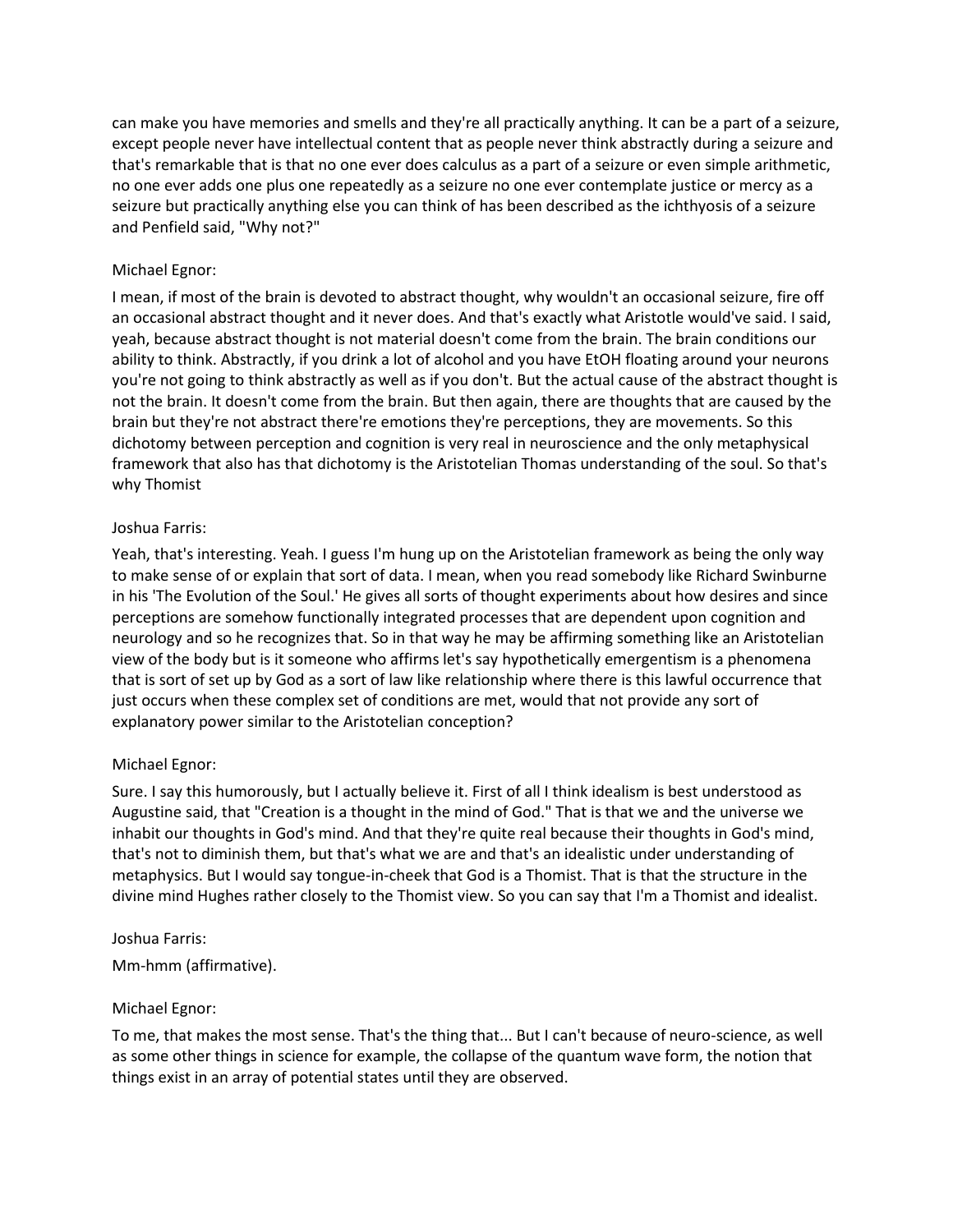can make you have memories and smells and they're all practically anything. It can be a part of a seizure, except people never have intellectual content that as people never think abstractly during a seizure and that's remarkable that is that no one ever does calculus as a part of a seizure or even simple arithmetic, no one ever adds one plus one repeatedly as a seizure no one ever contemplate justice or mercy as a seizure but practically anything else you can think of has been described as the ichthyosis of a seizure and Penfield said, "Why not?"

Michael Egnor:

I mean, if most of the brain is devoted to abstract thought, why wouldn't an occasional seizure, fire off an occasional abstract thought and it never does. And that's exactly what Aristotle would've said. I said, yeah, because abstract thought is not material doesn't come from the brain. The brain conditions our ability to think. Abstractly, if you drink a lot of alcohol and you have EtOH floating around your neurons you're not going to think abstractly as well as if you don't. But the actual cause of the abstract thought is not the brain. It doesn't come from the brain. But then again, there are thoughts that are caused by the brain but they're not abstract there're emotions they're perceptions, they are movements. So this dichotomy between perception and cognition is very real in neuroscience and the only metaphysical framework that also has that dichotomy is the Aristotelian Thomas understanding of the soul. So that's why Thomist

Joshua Farris:

Yeah, that's interesting. Yeah. I guess I'm hung up on the Aristotelian framework as being the only way to make sense of or explain that sort of data. I mean, when you read somebody like Richard Swinburne in his 'The Evolution of the Soul.' He gives all sorts of thought experiments about how desires and since perceptions are somehow functionally integrated processes that are dependent upon cognition and neurology and so he recognizes that. So in that way he may be affirming something like an Aristotelian view of the body but is it someone who affirms let's say hypothetically emergentism is a phenomena that is sort of set up by God as a sort of law like relationship where there is this lawful occurrence that just occurs when these complex set of conditions are met, would that not provide any sort of explanatory power similar to the Aristotelian conception?

Michael Egnor:

Sure. I say this humorously, but I actually believe it. First of all I think idealism is best understood as Augustine said, that "Creation is a thought in the mind of God." That is that we and the universe we inhabit our thoughts in God's mind. And that they're quite real because their thoughts in God's mind, that's not to diminish them, but that's what we are and that's an idealistic under understanding of metaphysics. But I would say tongue-in-cheek that God is a Thomist. That is that the structure in the divine mind Hughes rather closely to the Thomist view. So you can say that I'm a Thomist and idealist.

Joshua Farris:

Mm-hmm (affirmative).

Michael Egnor:

To me, that makes the most sense. That's the thing that... But I can't because of neuro-science, as well as some other things in science for example, the collapse of the quantum wave form, the notion that things exist in an array of potential states until they are observed.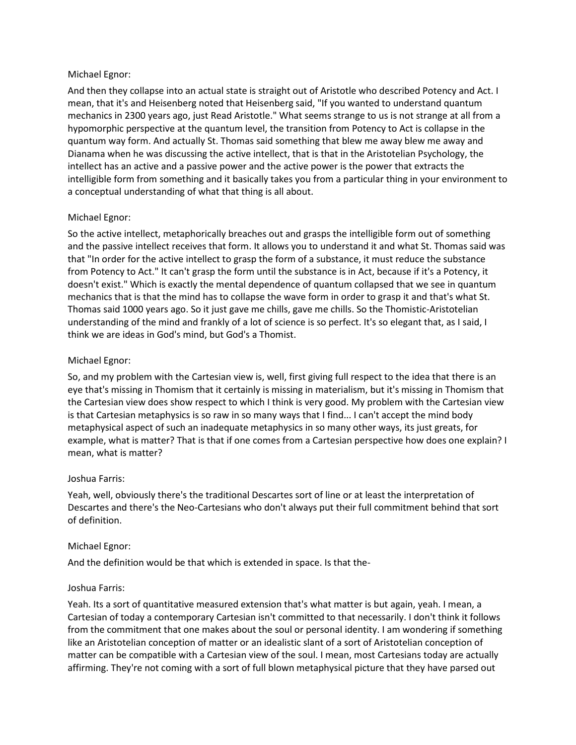Michael Egnor:

And then they collapse into an actual state is straight out of Aristotle who described Potency and Act. I mean, that it's and Heisenberg noted that Heisenberg said, "If you wanted to understand quantum mechanics in 2300 years ago, just Read Aristotle." What seems strange to us is not strange at all from a hypomorphic perspective at the quantum level, the transition from Potency to Act is collapse in the quantum way form. And actually St. Thomas said something that blew me away blew me away and Dianama when he was discussing the active intellect, that is that in the Aristotelian Psychology, the intellect has an active and a passive power and the active power is the power that extracts the intelligible form from something and it basically takes you from a particular thing in your environment to a conceptual understanding of what that thing is all about.

Michael Egnor:

So the active intellect, metaphorically breaches out and grasps the intelligible form out of something and the passive intellect receives that form. It allows you to understand it and what St. Thomas said was that "In order for the active intellect to grasp the form of a substance, it must reduce the substance from Potency to Act." It can't grasp the form until the substance is in Act, because if it's a Potency, it doesn't exist." Which is exactly the mental dependence of quantum collapsed that we see in quantum mechanics that is that the mind has to collapse the wave form in order to grasp it and that's what St. Thomas said 1000 years ago. So it just gave me chills, gave me chills. So the Thomistic-Aristotelian understanding of the mind and frankly of a lot of science is so perfect. It's so elegant that, as I said, I think we are ideas in God's mind, but God's a Thomist.

Michael Egnor:

So, and my problem with the Cartesian view is, well, first giving full respect to the idea that there is an eye that's missing in Thomism that it certainly is missing in materialism, but it's missing in Thomism that the Cartesian view does show respect to which I think is very good. My problem with the Cartesian view is that Cartesian metaphysics is so raw in so many ways that I find... I can't accept the mind body metaphysical aspect of such an inadequate metaphysics in so many other ways, its just greats, for example, what is matter? That is that if one comes from a Cartesian perspective how does one explain? I mean, what is matter?

Joshua Farris:

Yeah, well, obviously there's the traditional Descartes sort of line or at least the interpretation of Descartes and there's the Neo-Cartesians who don't always put their full commitment behind that sort of definition.

Michael Egnor:

And the definition would be that which is extended in space. Is that the-

Joshua Farris:

Yeah. Its a sort of quantitative measured extension that's what matter is but again, yeah. I mean, a Cartesian of today a contemporary Cartesian isn't committed to that necessarily. I don't think it follows from the commitment that one makes about the soul or personal identity. I am wondering if something like an Aristotelian conception of matter or an idealistic slant of a sort of Aristotelian conception of matter can be compatible with a Cartesian view of the soul. I mean, most Cartesians today are actually affirming. They're not coming with a sort of full blown metaphysical picture that they have parsed out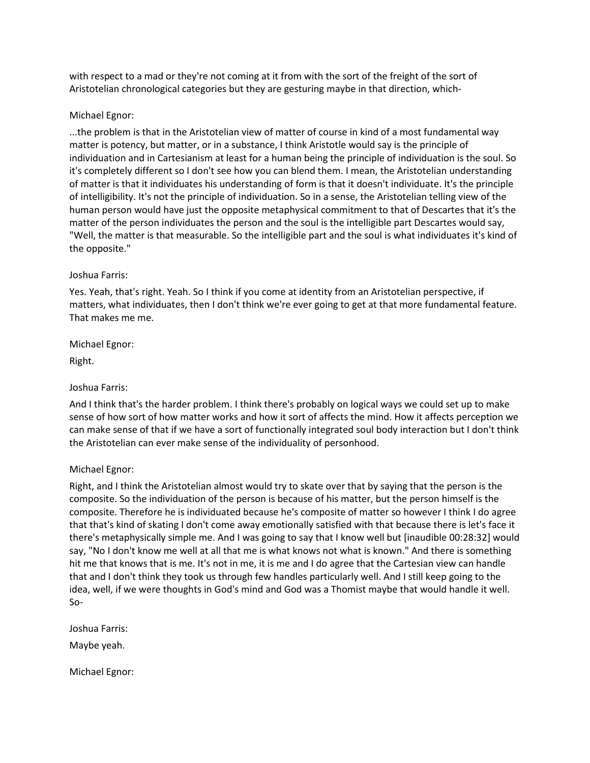with respect to a mad or they're not coming at it from with the sort of the freight of the sort of Aristotelian chronological categories but they are gesturing maybe in that direction, which-

Michael Egnor:

...the problem is that in the Aristotelian view of matter of course in kind of a most fundamental way matter is potency, but matter, or in a substance, I think Aristotle would say is the principle of individuation and in Cartesianism at least for a human being the principle of individuation is the soul. So it's completely different so I don't see how you can blend them. I mean, the Aristotelian understanding of matter is that it individuates his understanding of form is that it doesn't individuate. It's the principle of intelligibility. It's not the principle of individuation. So in a sense, the Aristotelian telling view of the human person would have just the opposite metaphysical commitment to that of Descartes that it's the matter of the person individuates the person and the soul is the intelligible part Descartes would say, "Well, the matter is that measurable. So the intelligible part and the soul is what individuates it's kind of the opposite."

Joshua Farris:

Yes. Yeah, that's right. Yeah. So I think if you come at identity from an Aristotelian perspective, if matters, what individuates, then I don't think we're ever going to get at that more fundamental feature. That makes me me.

Michael Egnor:

Right.

Joshua Farris:

And I think that's the harder problem. I think there's probably on logical ways we could set up to make sense of how sort of how matter works and how it sort of affects the mind. How it affects perception we can make sense of that if we have a sort of functionally integrated soul body interaction but I don't think the Aristotelian can ever make sense of the individuality of personhood.

Michael Egnor:

Right, and I think the Aristotelian almost would try to skate over that by saying that the person is the composite. So the individuation of the person is because of his matter, but the person himself is the composite. Therefore he is individuated because he's composite of matter so however I think I do agree that that's kind of skating I don't come away emotionally satisfied with that because there is let's face it there's metaphysically simple me. And I was going to say that I know well but [inaudible 00:28:32] would say, "No I don't know me well at all that me is what knows not what is known." And there is something hit me that knows that is me. It's not in me, it is me and I do agree that the Cartesian view can handle that and I don't think they took us through few handles particularly well. And I still keep going to the idea, well, if we were thoughts in God's mind and God was a Thomist maybe that would handle it well. So-

Joshua Farris:

Maybe yeah.

Michael Egnor: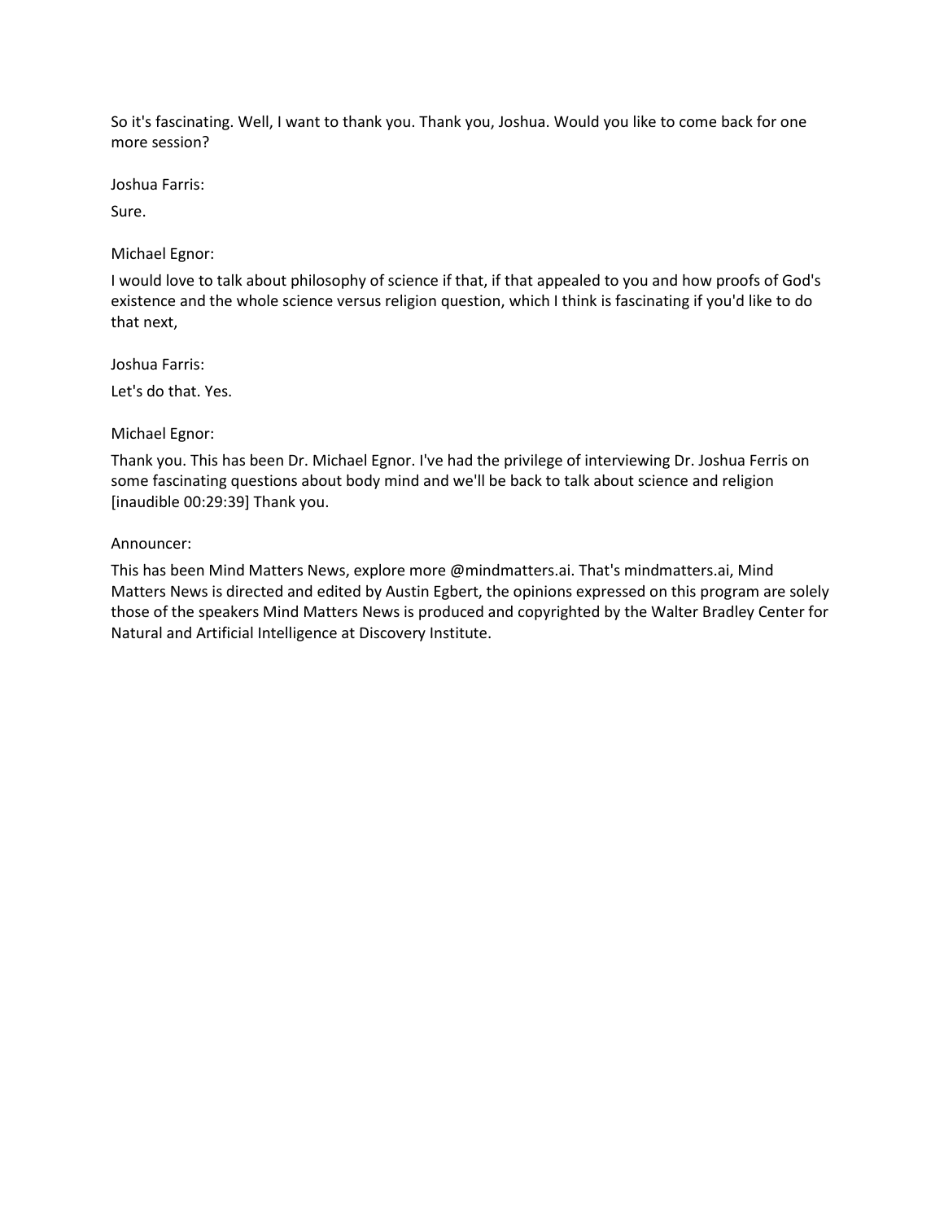So it's fascinating. Well, I want to thank you. Thank you, Joshua. Would you like to come back for one more session?

Joshua Farris:

Sure.

Michael Egnor:

I would love to talk about philosophy of science if that, if that appealed to you and how proofs of God's existence and the whole science versus religion question, which I think is fascinating if you'd like to do that next,

Joshua Farris:

Let's do that. Yes.

Michael Egnor:

Thank you. This has been Dr. Michael Egnor. I've had the privilege of interviewing Dr. Joshua Ferris on some fascinating questions about body mind and we'll be back to talk about science and religion [inaudible 00:29:39] Thank you.

Announcer:

This has been Mind Matters News, explore more @mindmatters.ai. That's mindmatters.ai, Mind Matters News is directed and edited by Austin Egbert, the opinions expressed on this program are solely those of the speakers Mind Matters News is produced and copyrighted by the Walter Bradley Center for Natural and Artificial Intelligence at Discovery Institute.